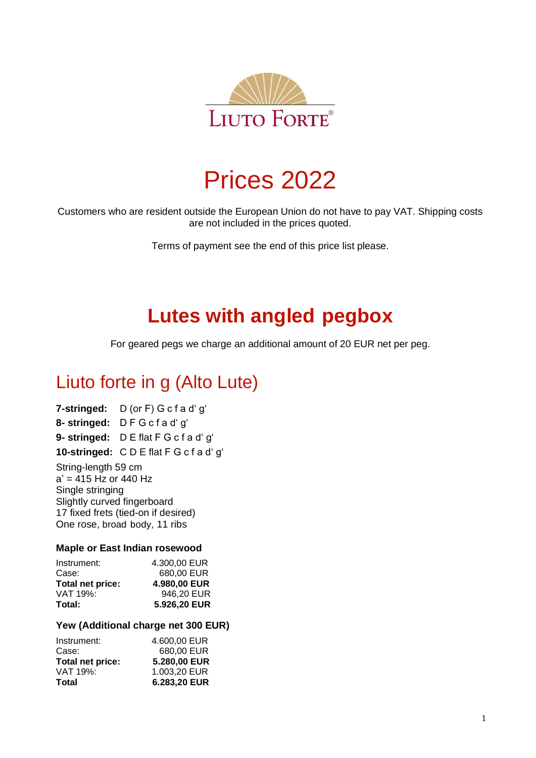LIUTO FORTE®

# Prices 2022

Customers who are resident outside the European Union do not have to pay VAT. Shipping costs are not included in the prices quoted.

Terms of payment see the end of this price list please.

# Lutes with angled pegbox

For geared pegs we charge an additional amount of 20 EUR net per peg.

## Liuto forte in g (Alto Lute)

**7-stringed:** D (or F) G c f a d‘ g‘
**8- stringed:** D F G c f a d‘ g‘
**9- stringed:** D E flat F G c f a d‘ g‘
**10-stringed:** C D E flat F G c f a d‘ g‘

String-length 59 cm
a’ = 415 Hz or 440 Hz
Single stringing
Slightly curved fingerboard
17 fixed frets (tied-on if desired)
One rose, broad body, 11 ribs

### Maple or East Indian rosewood

| | |
|---|---|
| Instrument: | 4.300,00 EUR |
| Case: | 680,00 EUR |
| **Total net price:** | **4.980,00 EUR** |
| VAT 19%: | 946,20 EUR |
| **Total:** | **5.926,20 EUR** |

### Yew (Additional charge net 300 EUR)

| | |
|---|---|
| Instrument: | 4.600,00 EUR |
| Case: | 680,00 EUR |
| **Total net price:** | **5.280,00 EUR** |
| VAT 19%: | 1.003,20 EUR |
| **Total** | **6.283,20 EUR** |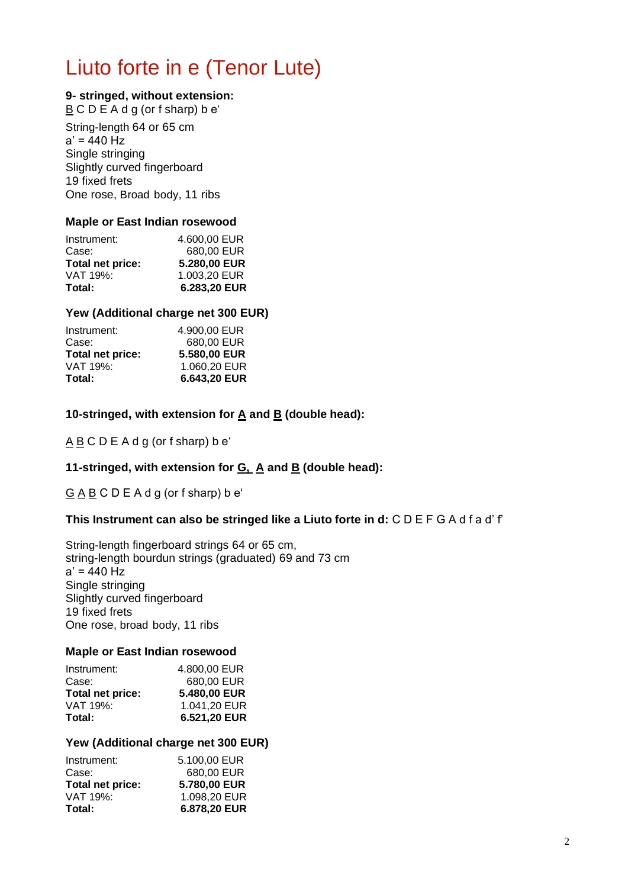# Liuto forte in e (Tenor Lute)

**9- stringed, without extension:**
<u>B</u> C D E A d g (or f sharp) b e‘

String-length 64 or 65 cm
a' = 440 Hz
Single stringing
Slightly curved fingerboard
19 fixed frets
One rose, Broad body, 11 ribs

**Maple or East Indian rosewood**

| | |
|---|---|
| Instrument: | 4.600,00 EUR |
| Case: | 680,00 EUR |
| **Total net price:** | **5.280,00 EUR** |
| VAT 19%: | 1.003,20 EUR |
| **Total:** | **6.283,20 EUR** |

**Yew (Additional charge net 300 EUR)**

| | |
|---|---|
| Instrument: | 4.900,00 EUR |
| Case: | 680,00 EUR |
| **Total net price:** | **5.580,00 EUR** |
| VAT 19%: | 1.060,20 EUR |
| **Total:** | **6.643,20 EUR** |

**10-stringed, with extension for <u>A</u> and <u>B</u> (double head):**

<u>A</u> <u>B</u> C D E A d g (or f sharp) b e‘

**11-stringed, with extension for <u>G,</u> <u>A</u> and <u>B</u> (double head):**

<u>G</u> <u>A</u> <u>B</u> C D E A d g (or f sharp) b e‘

**This Instrument can also be stringed like a Liuto forte in d:** C D E F G A d f a d' f'

String-length fingerboard strings 64 or 65 cm,
string-length bourdun strings (graduated) 69 and 73 cm
a' = 440 Hz
Single stringing
Slightly curved fingerboard
19 fixed frets
One rose, broad body, 11 ribs

**Maple or East Indian rosewood**

| | |
|---|---|
| Instrument: | 4.800,00 EUR |
| Case: | 680,00 EUR |
| **Total net price:** | **5.480,00 EUR** |
| VAT 19%: | 1.041,20 EUR |
| **Total:** | **6.521,20 EUR** |

**Yew (Additional charge net 300 EUR)**

| | |
|---|---|
| Instrument: | 5.100,00 EUR |
| Case: | 680,00 EUR |
| **Total net price:** | **5.780,00 EUR** |
| VAT 19%: | 1.098,20 EUR |
| **Total:** | **6.878,20 EUR** |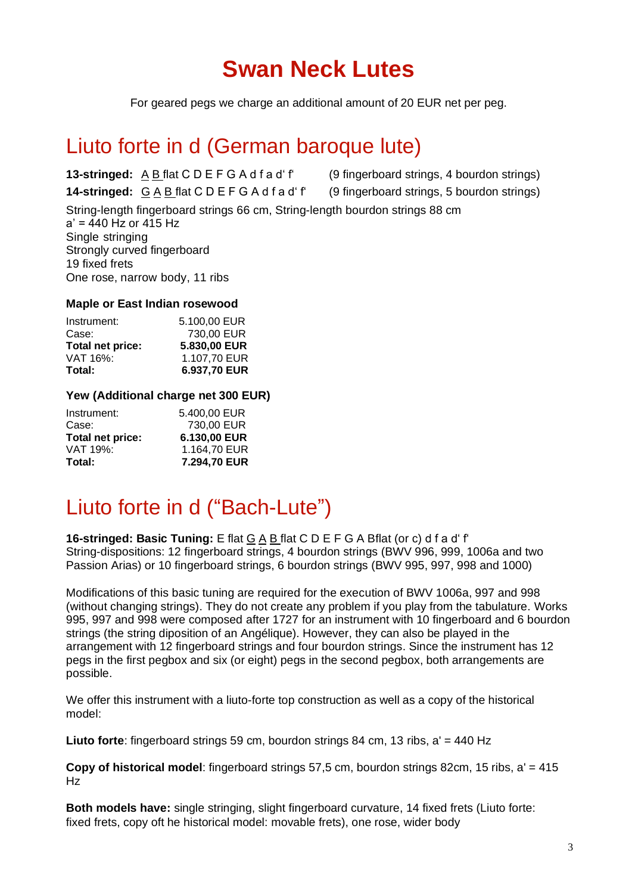# Swan Neck Lutes

For geared pegs we charge an additional amount of 20 EUR net per peg.

## Liuto forte in d (German baroque lute)

**13-stringed:** A B flat C D E F G A d f a d' f' (9 fingerboard strings, 4 bourdon strings)
**14-stringed:** G A B flat C D E F G A d f a d' f' (9 fingerboard strings, 5 bourdon strings)

String-length fingerboard strings 66 cm, String-length bourdon strings 88 cm
a' = 440 Hz or 415 Hz
Single stringing
Strongly curved fingerboard
19 fixed frets
One rose, narrow body, 11 ribs

#### Maple or East Indian rosewood

| | |
|---|---|
| Instrument: | 5.100,00 EUR |
| Case: | 730,00 EUR |
| **Total net price:** | **5.830,00 EUR** |
| VAT 16%: | 1.107,70 EUR |
| **Total:** | **6.937,70 EUR** |

#### Yew (Additional charge net 300 EUR)

| | |
|---|---|
| Instrument: | 5.400,00 EUR |
| Case: | 730,00 EUR |
| **Total net price:** | **6.130,00 EUR** |
| VAT 19%: | 1.164,70 EUR |
| **Total:** | **7.294,70 EUR** |

## Liuto forte in d ("Bach-Lute")

**16-stringed: Basic Tuning:** E flat G A B flat C D E F G A Bflat (or c) d f a d' f'
String-dispositions: 12 fingerboard strings, 4 bourdon strings (BWV 996, 999, 1006a and two Passion Arias) or 10 fingerboard strings, 6 bourdon strings (BWV 995, 997, 998 and 1000)

Modifications of this basic tuning are required for the execution of BWV 1006a, 997 and 998 (without changing strings). They do not create any problem if you play from the tabulature. Works 995, 997 and 998 were composed after 1727 for an instrument with 10 fingerboard and 6 bourdon strings (the string diposition of an Angélique). However, they can also be played in the arrangement with 12 fingerboard strings and four bourdon strings. Since the instrument has 12 pegs in the first pegbox and six (or eight) pegs in the second pegbox, both arrangements are possible.

We offer this instrument with a liuto-forte top construction as well as a copy of the historical model:

**Liuto forte**: fingerboard strings 59 cm, bourdon strings 84 cm, 13 ribs, a' = 440 Hz

**Copy of historical model**: fingerboard strings 57,5 cm, bourdon strings 82cm, 15 ribs, a' = 415 Hz

**Both models have:** single stringing, slight fingerboard curvature, 14 fixed frets (Liuto forte: fixed frets, copy oft he historical model: movable frets), one rose, wider body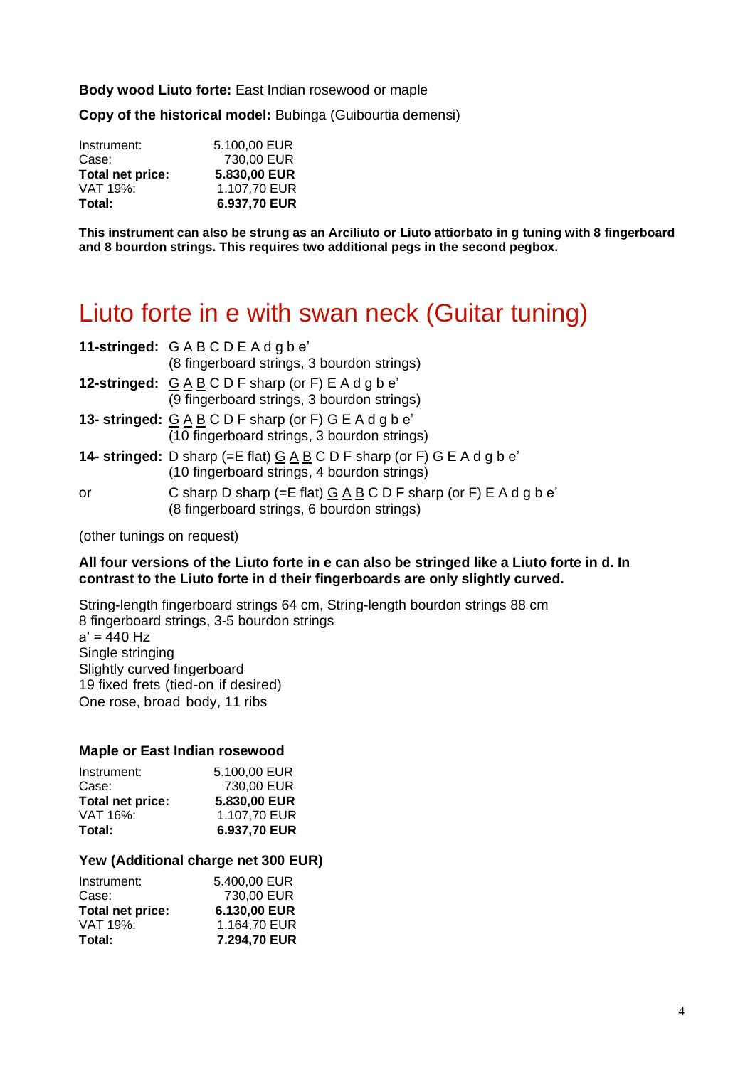**Body wood Liuto forte:** East Indian rosewood or maple

**Copy of the historical model:** Bubinga (Guibourtia demensi)

| | |
|---|---|
| Instrument: | 5.100,00 EUR |
| Case: | 730,00 EUR |
| **Total net price:** | **5.830,00 EUR** |
| VAT 19%: | 1.107,70 EUR |
| **Total:** | **6.937,70 EUR** |

**This instrument can also be strung as an Arciliuto or Liuto attiorbato in g tuning with 8 fingerboard and 8 bourdon strings. This requires two additional pegs in the second pegbox.**

# Liuto forte in e with swan neck (Guitar tuning)

**11-stringed:** G A B C D E A d g b e'
(8 fingerboard strings, 3 bourdon strings)

**12-stringed:** G A B C D F sharp (or F) E A d g b e'
(9 fingerboard strings, 3 bourdon strings)

**13- stringed:** G A B C D F sharp (or F) G E A d g b e'
(10 fingerboard strings, 3 bourdon strings)

**14- stringed:** D sharp (=E flat) G A B C D F sharp (or F) G E A d g b e'
(10 fingerboard strings, 4 bourdon strings)

or C sharp D sharp (=E flat) G A B C D F sharp (or F) E A d g b e'
(8 fingerboard strings, 6 bourdon strings)

(other tunings on request)

**All four versions of the Liuto forte in e can also be stringed like a Liuto forte in d. In contrast to the Liuto forte in d their fingerboards are only slightly curved.**

String-length fingerboard strings 64 cm, String-length bourdon strings 88 cm
8 fingerboard strings, 3-5 bourdon strings
a' = 440 Hz
Single stringing
Slightly curved fingerboard
19 fixed frets (tied-on if desired)
One rose, broad body, 11 ribs

### Maple or East Indian rosewood

| | |
|---|---|
| Instrument: | 5.100,00 EUR |
| Case: | 730,00 EUR |
| **Total net price:** | **5.830,00 EUR** |
| VAT 16%: | 1.107,70 EUR |
| **Total:** | **6.937,70 EUR** |

### Yew (Additional charge net 300 EUR)

| | |
|---|---|
| Instrument: | 5.400,00 EUR |
| Case: | 730,00 EUR |
| **Total net price:** | **6.130,00 EUR** |
| VAT 19%: | 1.164,70 EUR |
| **Total:** | **7.294,70 EUR** |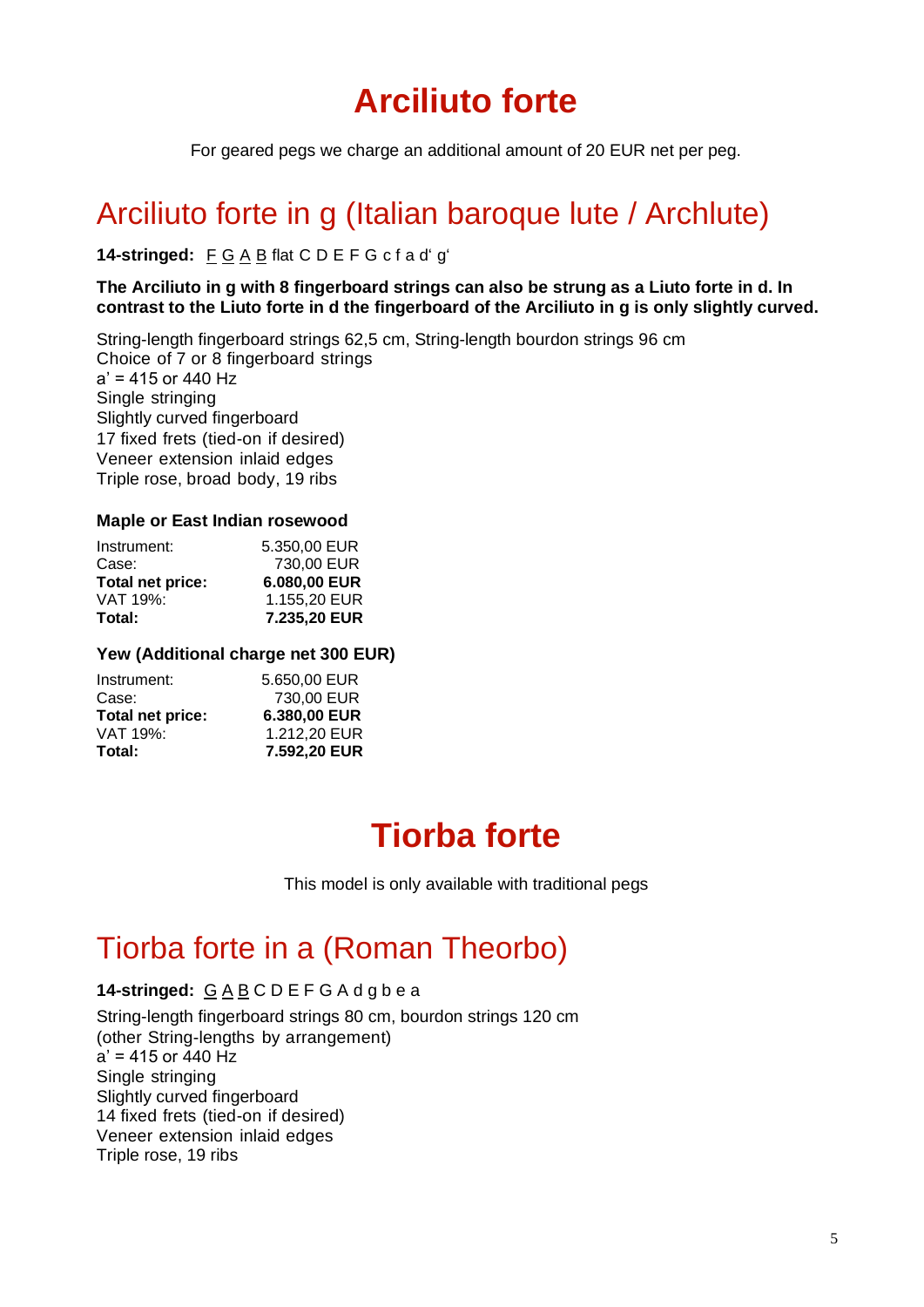# Arciliuto forte

For geared pegs we charge an additional amount of 20 EUR net per peg.

## Arciliuto forte in g (Italian baroque lute / Archlute)

**14-stringed:** <u>F</u> <u>G</u> <u>A</u> <u>B</u> flat C D E F G c f a d' g'

**The Arciliuto in g with 8 fingerboard strings can also be strung as a Liuto forte in d. In contrast to the Liuto forte in d the fingerboard of the Arciliuto in g is only slightly curved.**

String-length fingerboard strings 62,5 cm, String-length bourdon strings 96 cm
Choice of 7 or 8 fingerboard strings
a' = 415 or 440 Hz
Single stringing
Slightly curved fingerboard
17 fixed frets (tied-on if desired)
Veneer extension inlaid edges
Triple rose, broad body, 19 ribs

### Maple or East Indian rosewood

| | |
|---|---|
| Instrument: | 5.350,00 EUR |
| Case: | 730,00 EUR |
| **Total net price:** | **6.080,00 EUR** |
| VAT 19%: | 1.155,20 EUR |
| **Total:** | **7.235,20 EUR** |

### Yew (Additional charge net 300 EUR)

| | |
|---|---|
| Instrument: | 5.650,00 EUR |
| Case: | 730,00 EUR |
| **Total net price:** | **6.380,00 EUR** |
| VAT 19%: | 1.212,20 EUR |
| **Total:** | **7.592,20 EUR** |

# Tiorba forte

This model is only available with traditional pegs

## Tiorba forte in a (Roman Theorbo)

**14-stringed:** <u>G</u> <u>A</u> <u>B</u> C D E F G A d g b e a

String-length fingerboard strings 80 cm, bourdon strings 120 cm
(other String-lengths by arrangement)
a' = 415 or 440 Hz
Single stringing
Slightly curved fingerboard
14 fixed frets (tied-on if desired)
Veneer extension inlaid edges
Triple rose, 19 ribs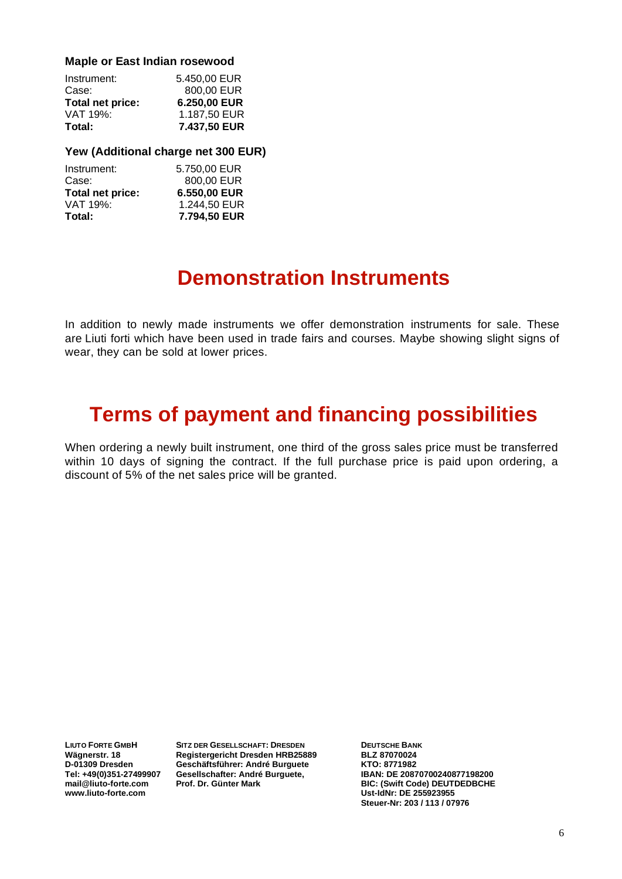### Maple or East Indian rosewood

| | |
|---|---|
| Instrument: | 5.450,00 EUR |
| Case: | 800,00 EUR |
| **Total net price:** | **6.250,00 EUR** |
| VAT 19%: | 1.187,50 EUR |
| **Total:** | **7.437,50 EUR** |

### Yew (Additional charge net 300 EUR)

| | |
|---|---|
| Instrument: | 5.750,00 EUR |
| Case: | 800,00 EUR |
| **Total net price:** | **6.550,00 EUR** |
| VAT 19%: | 1.244,50 EUR |
| **Total:** | **7.794,50 EUR** |

## Demonstration Instruments

In addition to newly made instruments we offer demonstration instruments for sale. These are Liuti forti which have been used in trade fairs and courses. Maybe showing slight signs of wear, they can be sold at lower prices.

## Terms of payment and financing possibilities

When ordering a newly built instrument, one third of the gross sales price must be transferred within 10 days of signing the contract. If the full purchase price is paid upon ordering, a discount of 5% of the net sales price will be granted.

**LIUTO FORTE GMBH**
**Wägnerstr. 18**
**D-01309 Dresden**
**Tel: +49(0)351-27499907**
**mail@liuto-forte.com**
**www.liuto-forte.com**

**SITZ DER GESELLSCHAFT: DRESDEN**
**Registergericht Dresden HRB25889**
**Geschäftsführer: André Burguete**
**Gesellschafter: André Burguete,**
**Prof. Dr. Günter Mark**

**DEUTSCHE BANK**
**BLZ 87070024**
**KTO: 8771982**
**IBAN: DE 208707002408771982000**
**BIC: (Swift Code) DEUTDEDBCHE**
**Ust-IdNr: DE 255923955**
**Steuer-Nr: 203 / 113 / 07976**